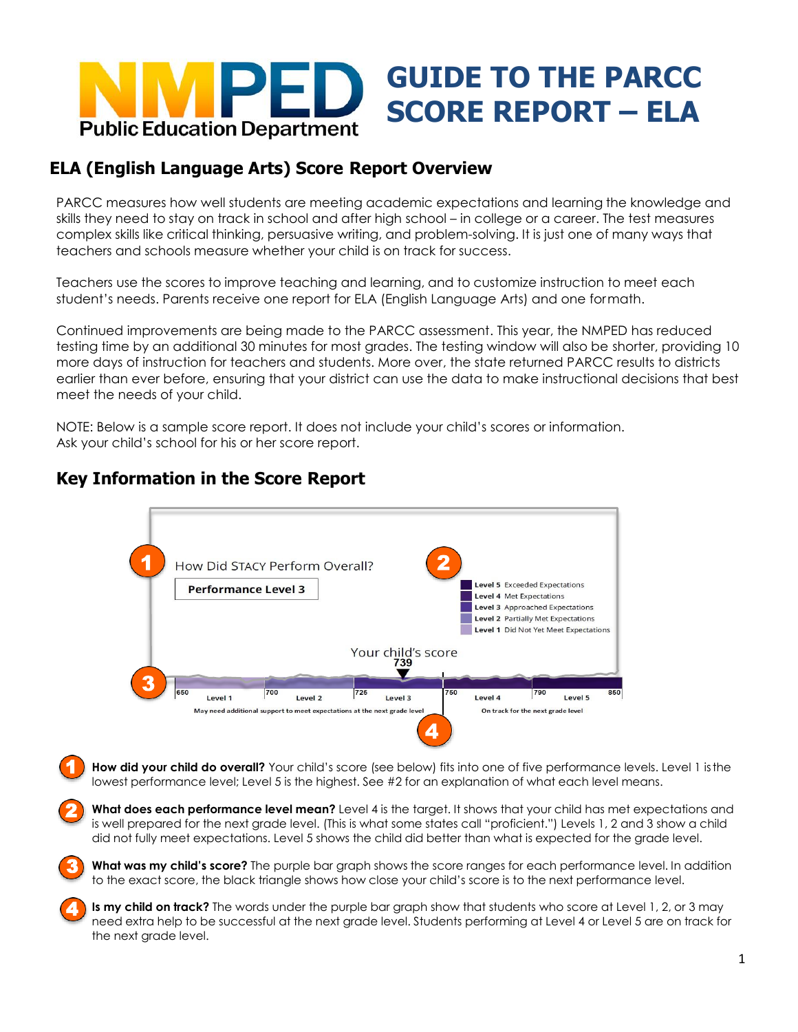# GUIDE TO THE PARCC SCORE REPORT – ELA

NMPED Public Education Department

## ELA (English Language Arts) Score Report Overview

PARCC measures how well students are meeting academic expectations and learning the knowledge and skills they need to stay on track in school and after high school – in college or a career. The test measures complex skills like critical thinking, persuasive writing, and problem-solving. It is just one of many ways that teachers and schools measure whether your child is on track for success.

Teachers use the scores to improve teaching and learning, and to customize instruction to meet each student's needs. Parents receive one report for ELA (English Language Arts) and one formath.

Continued improvements are being made to the PARCC assessment. This year, the NMPED has reduced testing time by an additional 30 minutes for most grades. The testing window will also be shorter, providing 10 more days of instruction for teachers and students. More over, the state returned PARCC results to districts earlier than ever before, ensuring that your district can use the data to make instructional decisions that best meet the needs of your child.

NOTE: Below is a sample score report. It does not include your child's scores or information. Ask your child's school for his or her score report.

## Key Information in the Score Report

1 How Did STACY Perform Overall?

**Performance Level 3**

2

- **Level 5** Exceeded Expectations
- **Level 4** Met Expectations
- **Level 3** Approached Expectations
- **Level 2** Partially Met Expectations
- **Level 1** Did Not Yet Meet Expectations

Your child's score **739**

3

| 650 Level 1 | 700 Level 2 | 725 Level 3 | 750 Level 4 | 790 Level 5 850 |
|---|---|---|---|---|

May need additional support to meet expectations at the next grade level | On track for the next grade level

4

1. **How did your child do overall?** Your child's score (see below) fits into one of five performance levels. Level 1 is the lowest performance level; Level 5 is the highest. See #2 for an explanation of what each level means.

2. **What does each performance level mean?** Level 4 is the target. It shows that your child has met expectations and is well prepared for the next grade level. (This is what some states call "proficient.") Levels 1, 2 and 3 show a child did not fully meet expectations. Level 5 shows the child did better than what is expected for the grade level.

3. **What was my child's score?** The purple bar graph shows the score ranges for each performance level. In addition to the exact score, the black triangle shows how close your child's score is to the next performance level.

4. **Is my child on track?** The words under the purple bar graph show that students who score at Level 1, 2, or 3 may need extra help to be successful at the next grade level. Students performing at Level 4 or Level 5 are on track for the next grade level.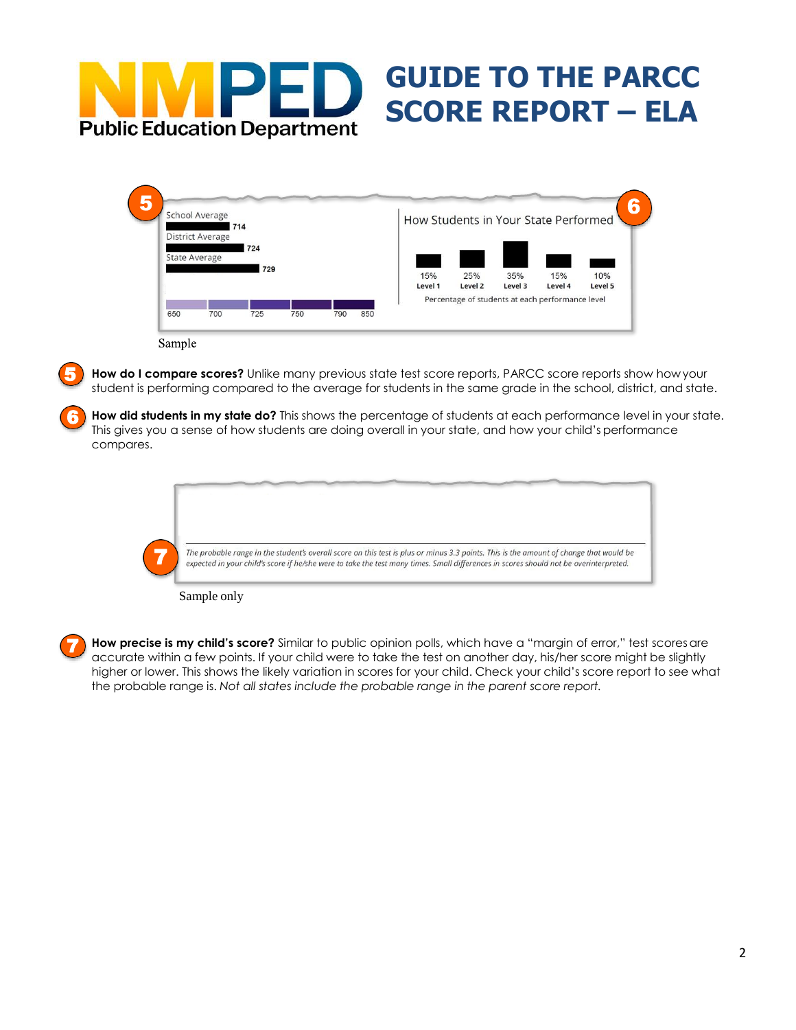# GUIDE TO THE PARCC SCORE REPORT – ELA

NMPED Public Education Department

5

School Average 714

District Average 724

State Average 729

650 700 725 750 790 850

How Students in Your State Performed 6

| 15% | 25% | 35% | 15% | 10% |
|---|---|---|---|---|
| Level 1 | Level 2 | Level 3 | Level 4 | Level 5 |

Percentage of students at each performance level

Sample

5 **How do I compare scores?** Unlike many previous state test score reports, PARCC score reports show how your student is performing compared to the average for students in the same grade in the school, district, and state.

6 **How did students in my state do?** This shows the percentage of students at each performance level in your state. This gives you a sense of how students are doing overall in your state, and how your child's performance compares.

7 *The probable range in the student's overall score on this test is plus or minus 3.3 points. This is the amount of change that would be expected in your child's score if he/she were to take the test many times. Small differences in scores should not be overinterpreted.*

Sample only

7 **How precise is my child's score?** Similar to public opinion polls, which have a "margin of error," test scores are accurate within a few points. If your child were to take the test on another day, his/her score might be slightly higher or lower. This shows the likely variation in scores for your child. Check your child's score report to see what the probable range is. *Not all states include the probable range in the parent score report.*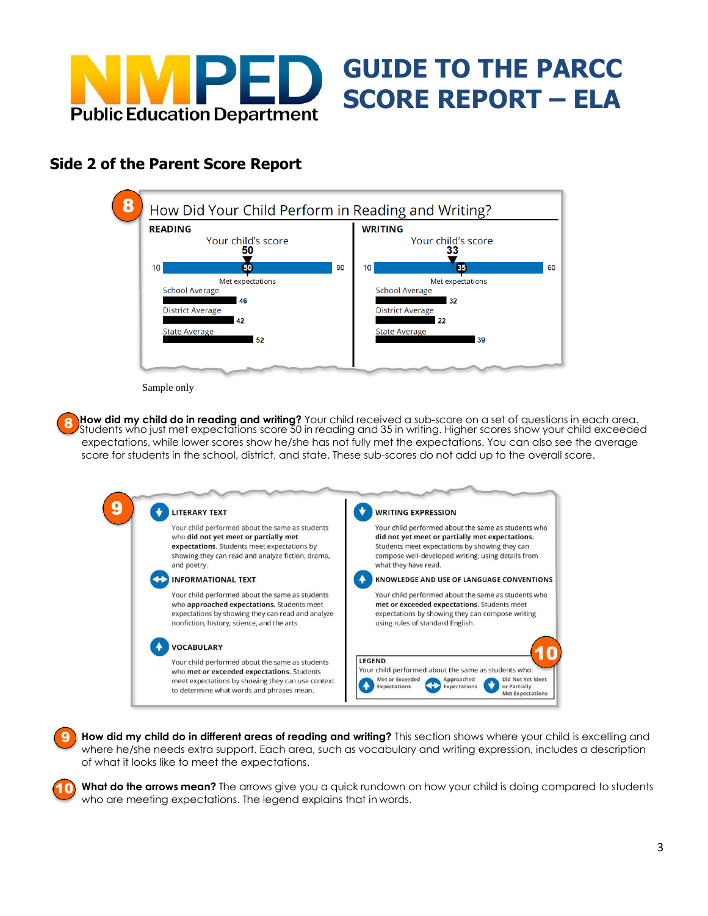# GUIDE TO THE PARCC SCORE REPORT – ELA

NMPED Public Education Department

## Side 2 of the Parent Score Report

**8** How Did Your Child Perform in Reading and Writing?

**READING**

Your child's score **50**

10 — 50 — 90

Met expectations

| | |
|---|---|
| School Average | 46 |
| District Average | 42 |
| State Average | 52 |

**WRITING**

Your child's score **33**

10 — 35 — 60

Met expectations

| | |
|---|---|
| School Average | 32 |
| District Average | 22 |
| State Average | 39 |

Sample only

**8** **How did my child do in reading and writing?** Your child received a sub-score on a set of questions in each area. Students who just met expectations score 50 in reading and 35 in writing. Higher scores show your child exceeded expectations, while lower scores show he/she has not fully met the expectations. You can also see the average score for students in the school, district, and state. These sub-scores do not add up to the overall score.

**9**

**LITERARY TEXT**

Your child performed about the same as students who **did not yet meet or partially met expectations.** Students meet expectations by showing they can read and analyze fiction, drama, and poetry.

**INFORMATIONAL TEXT**

Your child performed about the same as students who **approached expectations.** Students meet expectations by showing they can read and analyze nonfiction, history, science, and the arts.

**VOCABULARY**

Your child performed about the same as students who **met or exceeded expectations.** Students meet expectations by showing they can use context to determine what words and phrases mean.

**WRITING EXPRESSION**

Your child performed about the same as students who **did not yet meet or partially met expectations.** Students meet expectations by showing they can compose well-developed writing, using details from what they have read.

**KNOWLEDGE AND USE OF LANGUAGE CONVENTIONS**

Your child performed about the same as students who **met or exceeded expectations.** Students meet expectations by showing they can compose writing using rules of standard English.

**10** **LEGEND**

Your child performed about the same as students who: Met or Exceeded Expectations; Approached Expectations; Did Not Yet Meet or Partially Met Expectations

**9** **How did my child do in different areas of reading and writing?** This section shows where your child is excelling and where he/she needs extra support. Each area, such as vocabulary and writing expression, includes a description of what it looks like to meet the expectations.

**10** **What do the arrows mean?** The arrows give you a quick rundown on how your child is doing compared to students who are meeting expectations. The legend explains that in words.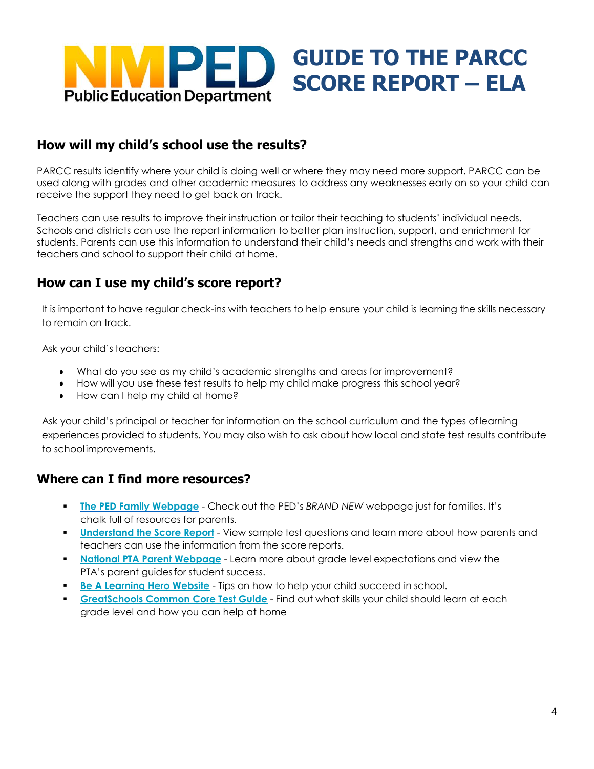# NMPED Public Education Department — GUIDE TO THE PARCC SCORE REPORT – ELA

## How will my child's school use the results?

PARCC results identify where your child is doing well or where they may need more support. PARCC can be used along with grades and other academic measures to address any weaknesses early on so your child can receive the support they need to get back on track.

Teachers can use results to improve their instruction or tailor their teaching to students' individual needs. Schools and districts can use the report information to better plan instruction, support, and enrichment for students. Parents can use this information to understand their child's needs and strengths and work with their teachers and school to support their child at home.

## How can I use my child's score report?

It is important to have regular check-ins with teachers to help ensure your child is learning the skills necessary to remain on track.

Ask your child's teachers:

- What do you see as my child's academic strengths and areas for improvement?
- How will you use these test results to help my child make progress this school year?
- How can I help my child at home?

Ask your child's principal or teacher for information on the school curriculum and the types of learning experiences provided to students. You may also wish to ask about how local and state test results contribute to school improvements.

## Where can I find more resources?

- **The PED Family Webpage** - Check out the PED's *BRAND NEW* webpage just for families. It's chalk full of resources for parents.
- **Understand the Score Report** - View sample test questions and learn more about how parents and teachers can use the information from the score reports.
- **National PTA Parent Webpage** - Learn more about grade level expectations and view the PTA's parent guides for student success.
- **Be A Learning Hero Website** - Tips on how to help your child succeed in school.
- **GreatSchools Common Core Test Guide** - Find out what skills your child should learn at each grade level and how you can help at home